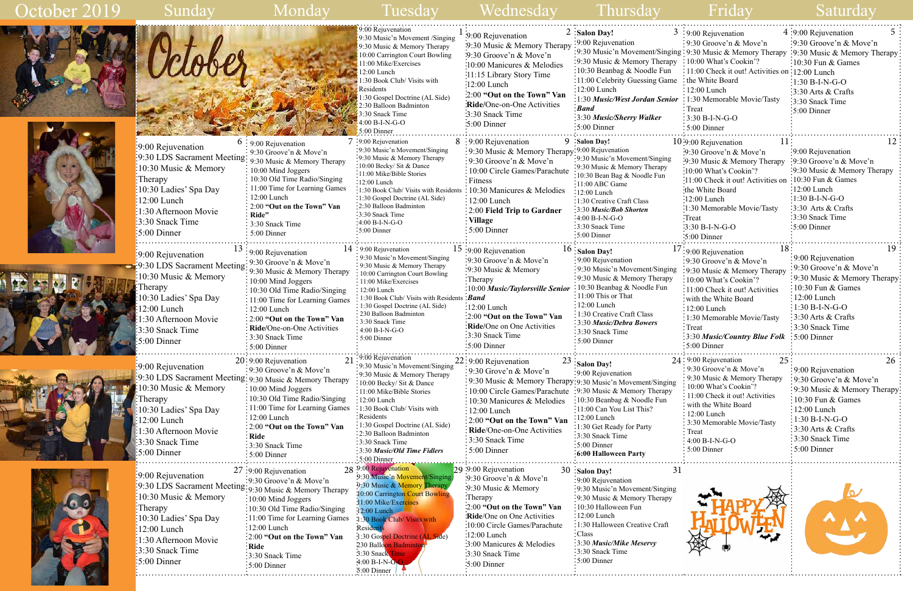# October 2019

| Sunday | Monday | Tuesday | Wednesday | Thursday | Friday | Saturday |
|---|---|---|---|---|---|---|
| | | **1** 9:00 Rejuvenation<br>9:30 Music'n Movement /Singing<br>9:30 Music & Memory Therapy<br>10:00 Carrington Court Bowling<br>11:00 Mike/Exercises<br>12:00 Lunch<br>1:30 Book Club/ Visits with Residents<br>1:30 Gospel Doctrine (AL Side)<br>2:30 Balloon Badminton<br>3:30 Snack Time<br>4:00 B-I-N-G-O<br>5:00 Dinner | **2** 9:00 Rejuvenation<br>9:30 Music & Memory Therapy<br>9:30 Groove'n & Move'n<br>10:00 Manicures & Melodies<br>11:15 Library Story Time<br>12:00 Lunch<br>2:00 **"Out on the Town" Van Ride**/One-on-One Activities<br>3:30 Snack Time<br>5:00 Dinner | **3** **Salon Day!**<br>9:00 Rejuvenation<br>9:30 Music'n Movement/Singing<br>9:30 Music & Memory Therapy<br>10:30 Beanbag & Noodle Fun<br>11:00 Celebrity Guessing Game<br>12:00 Lunch<br>1:30 ***Music/West Jordan Senior Band***<br>3:30 ***Music/Sherry Walker***<br>5:00 Dinner | **4** 9:00 Rejuvenation<br>9:30 Groove'n & Move'n<br>9:30 Music & Memory Therapy<br>10:00 What's Cookin'?<br>11:00 Check it out! Activities on the White Board<br>12:00 Lunch<br>1:30 Memorable Movie/Tasty Treat<br>3:30 B-I-N-G-O<br>5:00 Dinner | **5** 9:00 Rejuvenation<br>9:30 Groove'n & Move'n<br>9:30 Music & Memory Therapy<br>10:30 Fun & Games<br>12:00 Lunch<br>1:30 B-I-N-G-O<br>3:30 Arts & Crafts<br>3:30 Snack Time<br>5:00 Dinner |
| **6** 9:00 Rejuvenation<br>9:30 LDS Sacrament Meeting<br>10:30 Music & Memory Therapy<br>10:30 Ladies' Spa Day<br>12:00 Lunch<br>1:30 Afternoon Movie<br>3:30 Snack Time<br>5:00 Dinner | **7** 9:00 Rejuvenation<br>9:30 Groove'n & Move'n<br>9:30 Music & Memory Therapy<br>10:00 Mind Joggers<br>10:30 Old Time Radio/Singing<br>11:00 Time for Learning Games<br>12:00 Lunch<br>2:00 **"Out on the Town" Van Ride"**<br>3:30 Snack Time<br>5:00 Dinner | **8** 9:00 Rejuvenation<br>9:30 Music'n Movement/Singing<br>9:30 Music & Memory Therapy<br>10:00 Becky/ Sit & Dance<br>11:00 Mike/Bible Stories<br>12:00 Lunch<br>1:30 Book Club/ Visits with Residents<br>1:30 Gospel Doctrine (AL Side)<br>2:30 Balloon Badminton<br>3:30 Snack Time<br>4:00 B-I-N-G-O<br>5:00 Dinner | **9** 9:00 Rejuvenation<br>9:30 Music & Memory Therapy<br>9:30 Groove'n & Move'n<br>10:00 Circle Games/Parachute Fitness<br>10:30 Manicures & Melodies<br>12:00 Lunch<br>2:00 **Field Trip to Gardner Village**<br>5:00 Dinner | **10** **Salon Day!**<br>9:00 Rejuvenation<br>9:30 Music'n Movement/Singing<br>9:30 Music & Memory Therapy<br>10:30 Bean Bag & Noodle Fun<br>11:00 ABC Game<br>12:00 Lunch<br>1:30 Creative Craft Class<br>3:30 ***Music/Bob Shorten***<br>4:00 B-I-N-G-O<br>3:30 Snack Time<br>5:00 Dinner | **11** 9:30 Groove'n & Move'n<br>9:30 Music & Memory Therapy<br>10:00 What's Cookin'?<br>11:00 Check it out! Activities on the White Board<br>12:00 Lunch<br>1:30 Memorable Movie/Tasty Treat<br>3:30 B-I-N-G-O<br>5:00 Dinner | **12** 9:00 Rejuvenation<br>9:30 Groove'n & Move'n<br>9:30 Music & Memory Therapy<br>10:30 Fun & Games<br>12:00 Lunch<br>1:30 B-I-N-G-O<br>3:30 Arts & Crafts<br>3:30 Snack Time<br>5:00 Dinner |
| **13** 9:00 Rejuvenation<br>9:30 LDS Sacrament Meeting<br>10:30 Music & Memory Therapy<br>10:30 Ladies' Spa Day<br>12:00 Lunch<br>1:30 Afternoon Movie<br>3:30 Snack Time<br>5:00 Dinner | **14** 9:00 Rejuvenation<br>9:30 Groove'n & Move'n<br>9:30 Music & Memory Therapy<br>10:00 Mind Joggers<br>10:30 Old Time Radio/Singing<br>11:00 Time for Learning Games<br>12:00 Lunch<br>2:00 **"Out on the Town" Van Ride**/One-on-One Activities<br>3:30 Snack Time<br>5:00 Dinner | **15** 9:00 Rejuvenation<br>9:30 Music'n Movement/Singing<br>9:30 Music & Memory Therapy<br>10:00 Carrington Court Bowling<br>11:00 Mike/Exercises<br>12:00 Lunch<br>1:30 Book Club/ Visits with Residents<br>1:30 Gospel Doctrine (AL Side)<br>230 Balloon Badminton<br>3:30 Snack Time<br>4:00 B-I-N-G-O<br>5:00 Dinner | **16** 9:00 Rejuvenation<br>9:30 Groove'n & Move'n<br>9:30 Music & Memory Therapy<br>10:00 ***Music/Taylorsville Senior Band***<br>12:00 Lunch<br>2:00 **"Out on the Town" Van Ride**/One on One Activities<br>3:30 Snack Time<br>5:00 Dinner | **17** **Salon Day!**<br>9:00 Rejuvenation<br>9:30 Music'n Movement/Singing<br>9:30 Music & Memory Therapy<br>10:30 Beanbag & Noodle Fun<br>11:00 This or That<br>12:00 Lunch<br>1:30 Creative Craft Class<br>3:30 ***Music/Debra Bowers***<br>3:30 Snack Time<br>5:00 Dinner | **18** 9:00 Rejuvenation<br>9:30 Groove'n & Move'n<br>9:30 Music & Memory Therapy<br>10:00 What's Cookin'?<br>11:00 Check it out! Activities with the White Board<br>12:00 Lunch<br>1:30 Memorable Movie/Tasty Treat<br>3:30 ***Music/Country Blue Folk***<br>5:00 Dinner | **19** 9:00 Rejuvenation<br>9:30 Groove'n & Move'n<br>9:30 Music & Memory Therapy<br>10:30 Fun & Games<br>12:00 Lunch<br>1:30 B-I-N-G-O<br>3:30 Arts & Crafts<br>3:30 Snack Time<br>5:00 Dinner |
| **20** 9:00 Rejuvenation<br>9:30 LDS Sacrament Meeting<br>10:30 Music & Memory Therapy<br>10:30 Ladies' Spa Day<br>12:00 Lunch<br>1:30 Afternoon Movie<br>3:30 Snack Time<br>5:00 Dinner | **21** 9:00 Rejuvenation<br>9:30 Groove'n & Move'n<br>9:30 Music & Memory Therapy<br>10:00 Mind Joggers<br>10:30 Old Time Radio/Singing<br>11:00 Time for Learning Games<br>12:00 Lunch<br>2:00 **"Out on the Town" Van Ride**<br>3:30 Snack Time<br>5:00 Dinner | **22** 9:00 Rejuvenation<br>9:30 Music'n Movement/Singing<br>9:30 Music & Memory Therapy<br>10:00 Becky/ Sit & Dance<br>11:00 Mike/Bible Stories<br>12:00 Lunch<br>1:30 Book Club/ Visits with Residents<br>1:30 Gospel Doctrine (AL Side)<br>2:30 Balloon Badminton<br>3:30 Snack Time<br>3:30 ***Music/Old Time Fidlers***<br>5:00 Dinner | **23** 9:00 Rejuvenation<br>9:30 Grove'n & Move'n<br>9:30 Music & Memory Therapy<br>10:00 Circle Games/Parachute<br>10:30 Manicures & Melodies<br>12:00 Lunch<br>2:00 **"Out on the Town" Van Ride**/One-on-One Activities<br>3:30 Snack Time<br>5:00 Dinner | **24** **Salon Day!**<br>9:00 Rejuvenation<br>9:30 Music'n Movement/Singing<br>9:30 Music & Memory Therapy<br>10:30 Beanbag & Noodle Fun<br>11:00 Can You List This?<br>12:00 Lunch<br>1:30 Get Ready for Party<br>3:30 Snack Time<br>5:00 Dinner<br>**6:00 Halloween Party** | **25** 9:00 Rejuvenation<br>9:30 Groove'n & Move'n<br>9:30 Music & Memory Therapy<br>10:00 What's Cookin'?<br>11:00 Check it out! Activities with the White Board<br>12:00 Lunch<br>3:30 Memorable Movie/Tasty Treat<br>4:00 B-I-N-G-O<br>5:00 Dinner | **26** 9:00 Rejuvenation<br>9:30 Groove'n & Move'n<br>9:30 Music & Memory Therapy<br>10:30 Fun & Games<br>12:00 Lunch<br>1:30 B-I-N-G-O<br>3:30 Arts & Crafts<br>3:30 Snack Time<br>5:00 Dinner |
| **27** 9:00 Rejuvenation<br>9:30 LDS Sacrament Meeting<br>10:30 Music & Memory Therapy<br>10:30 Ladies' Spa Day<br>12:00 Lunch<br>1:30 Afternoon Movie<br>3:30 Snack Time<br>5:00 Dinner | **28** 9:00 Rejuvenation<br>9:30 Groove'n & Move'n<br>9:30 Music & Memory Therapy<br>10:00 Mind Joggers<br>10:30 Old Time Radio/Singing<br>11:00 Time for Learning Games<br>12:00 Lunch<br>2:00 **"Out on the Town" Van Ride**<br>3:30 Snack Time<br>5:00 Dinner | **29** 9:00 Rejuvenation<br>9:30 Music'n Movement/Singing<br>9:30 Music & Memory Therapy<br>10:00 Carrington Court Bowling<br>11:00 Mike/Exercises<br>12:00 Lunch<br>1:30 Book Club/ Visits with Residents<br>1:30 Gospel Doctrine (AL Side)<br>230 Balloon Badminton<br>3:30 Snack Time<br>4:00 B-I-N-G-O<br>5:00 Dinner | **30** 9:00 Rejuvenation<br>9:30 Groove'n & Move'n<br>9:30 Music & Memory Therapy<br>2:00 **"Out on the Town" Van Ride**/One on One Activities<br>10:00 Circle Games/Parachute<br>12:00 Lunch<br>3:00 Manicures & Melodies<br>3:30 Snack Time<br>5:00 Dinner | **31** **Salon Day!**<br>9:00 Rejuvenation<br>9:30 Music'n Movement/Singing<br>9:30 Music & Memory Therapy<br>10:30 Halloween Fun<br>12:00 Lunch<br>1:30 Halloween Creative Craft Class<br>3:30 ***Music/Mike Meservy***<br>3:30 Snack Time<br>5:00 Dinner | HAPPY HALLOWEEN | |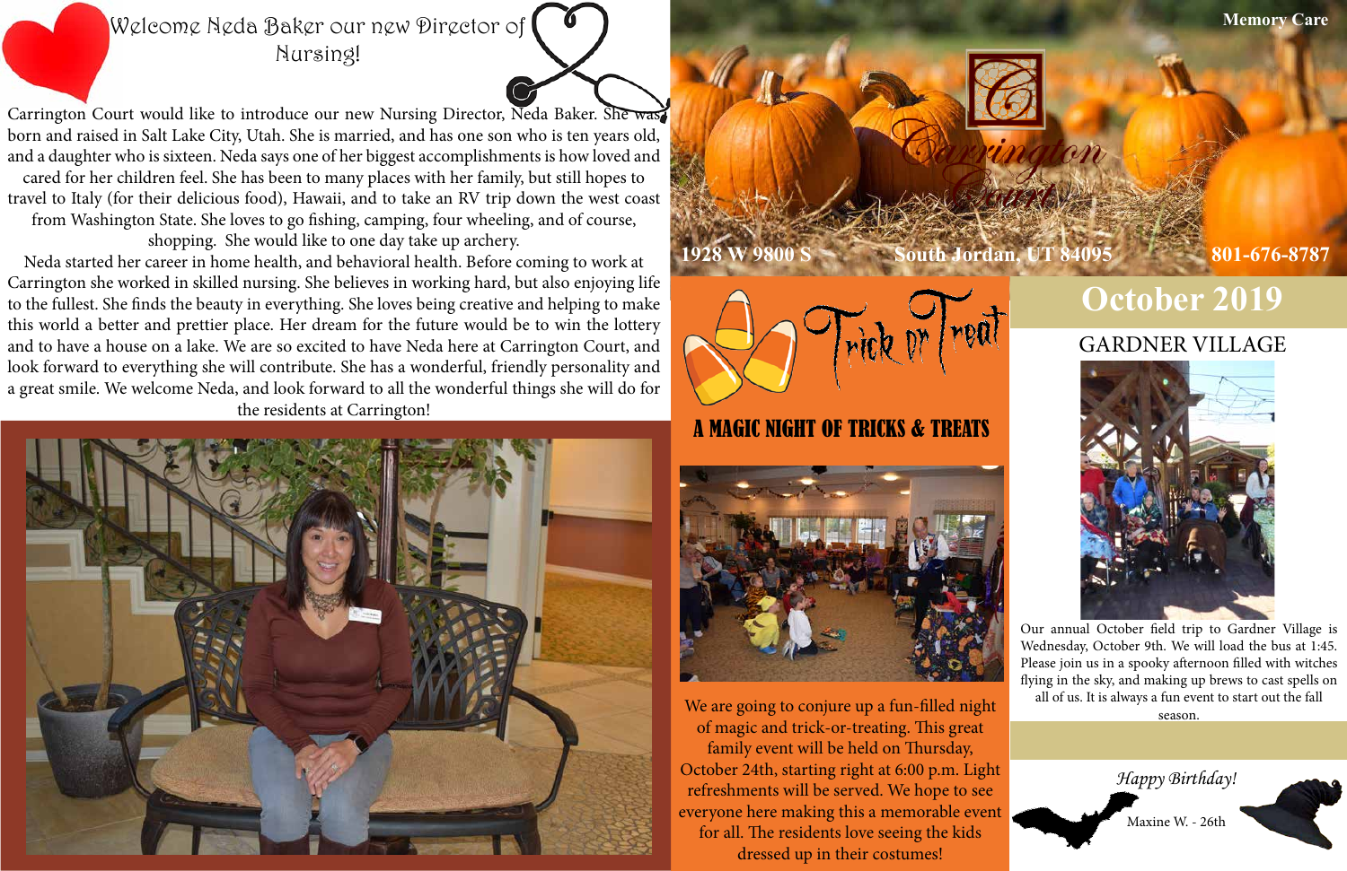# Welcome Neda Baker our new Director of Nursing!

Carrington Court would like to introduce our new Nursing Director, Neda Baker. She was born and raised in Salt Lake City, Utah. She is married, and has one son who is ten years old, and a daughter who is sixteen. Neda says one of her biggest accomplishments is how loved and cared for her children feel. She has been to many places with her family, but still hopes to travel to Italy (for their delicious food), Hawaii, and to take an RV trip down the west coast from Washington State. She loves to go fishing, camping, four wheeling, and of course, shopping. She would like to one day take up archery.

Neda started her career in home health, and behavioral health. Before coming to work at Carrington she worked in skilled nursing. She believes in working hard, but also enjoying life to the fullest. She finds the beauty in everything. She loves being creative and helping to make this world a better and prettier place. Her dream for the future would be to win the lottery and to have a house on a lake. We are so excited to have Neda here at Carrington Court, and look forward to everything she will contribute. She has a wonderful, friendly personality and a great smile. We welcome Neda, and look forward to all the wonderful things she will do for the residents at Carrington!

Memory Care

Carrington Court

1928 W 9800 S South Jordan, UT 84095 801-676-8787

# October 2019

# Trick or Treat

## A MAGIC NIGHT OF TRICKS & TREATS

We are going to conjure up a fun-filled night of magic and trick-or-treating. This great family event will be held on Thursday, October 24th, starting right at 6:00 p.m. Light refreshments will be served. We hope to see everyone here making this a memorable event for all. The residents love seeing the kids dressed up in their costumes!

## GARDNER VILLAGE

Our annual October field trip to Gardner Village is Wednesday, October 9th. We will load the bus at 1:45. Please join us in a spooky afternoon filled with witches flying in the sky, and making up brews to cast spells on all of us. It is always a fun event to start out the fall season.

*Happy Birthday!*

Maxine W. - 26th